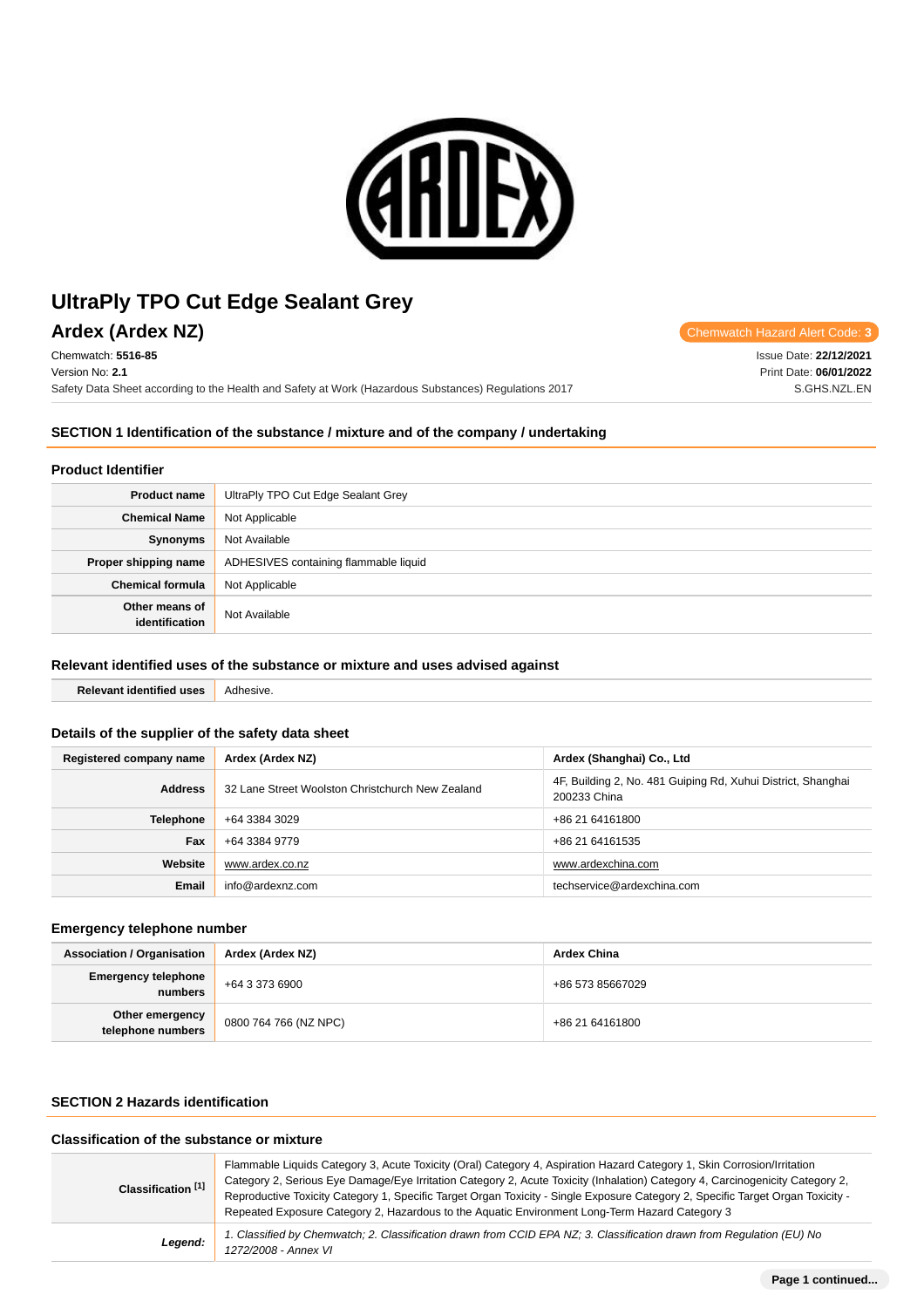# UltraPly TPO Cut Edge Sealant Grey

## Ardex (Ardex NZ)

Chemwatch Hazard Alert Code: 3

Chemwatch: **5516-85**
Version No: **2.1**
Safety Data Sheet according to the Health and Safety at Work (Hazardous Substances) Regulations 2017

Issue Date: **22/12/2021**
Print Date: **06/01/2022**
S.GHS.NZL.EN

## SECTION 1 Identification of the substance / mixture and of the company / undertaking

### Product Identifier

| | |
|---|---|
| **Product name** | UltraPly TPO Cut Edge Sealant Grey |
| **Chemical Name** | Not Applicable |
| **Synonyms** | Not Available |
| **Proper shipping name** | ADHESIVES containing flammable liquid |
| **Chemical formula** | Not Applicable |
| **Other means of identification** | Not Available |

### Relevant identified uses of the substance or mixture and uses advised against

| | |
|---|---|
| **Relevant identified uses** | Adhesive. |

### Details of the supplier of the safety data sheet

| **Registered company name** | **Ardex (Ardex NZ)** | **Ardex (Shanghai) Co., Ltd** |
|---|---|---|
| **Address** | 32 Lane Street Woolston Christchurch New Zealand | 4F, Building 2, No. 481 Guiping Rd, Xuhui District, Shanghai 200233 China |
| **Telephone** | +64 3384 3029 | +86 21 64161800 |
| **Fax** | +64 3384 9779 | +86 21 64161535 |
| **Website** | www.ardex.co.nz | www.ardexchina.com |
| **Email** | info@ardexnz.com | techservice@ardexchina.com |

### Emergency telephone number

| **Association / Organisation** | **Ardex (Ardex NZ)** | **Ardex China** |
|---|---|---|
| **Emergency telephone numbers** | +64 3 373 6900 | +86 573 85667029 |
| **Other emergency telephone numbers** | 0800 764 766 (NZ NPC) | +86 21 64161800 |

## SECTION 2 Hazards identification

### Classification of the substance or mixture

| | |
|---|---|
| **Classification [1]** | Flammable Liquids Category 3, Acute Toxicity (Oral) Category 4, Aspiration Hazard Category 1, Skin Corrosion/Irritation Category 2, Serious Eye Damage/Eye Irritation Category 2, Acute Toxicity (Inhalation) Category 4, Carcinogenicity Category 2, Reproductive Toxicity Category 1, Specific Target Organ Toxicity - Single Exposure Category 2, Specific Target Organ Toxicity - Repeated Exposure Category 2, Hazardous to the Aquatic Environment Long-Term Hazard Category 3 |
| ***Legend:*** | *1. Classified by Chemwatch; 2. Classification drawn from CCID EPA NZ; 3. Classification drawn from Regulation (EU) No 1272/2008 - Annex VI* |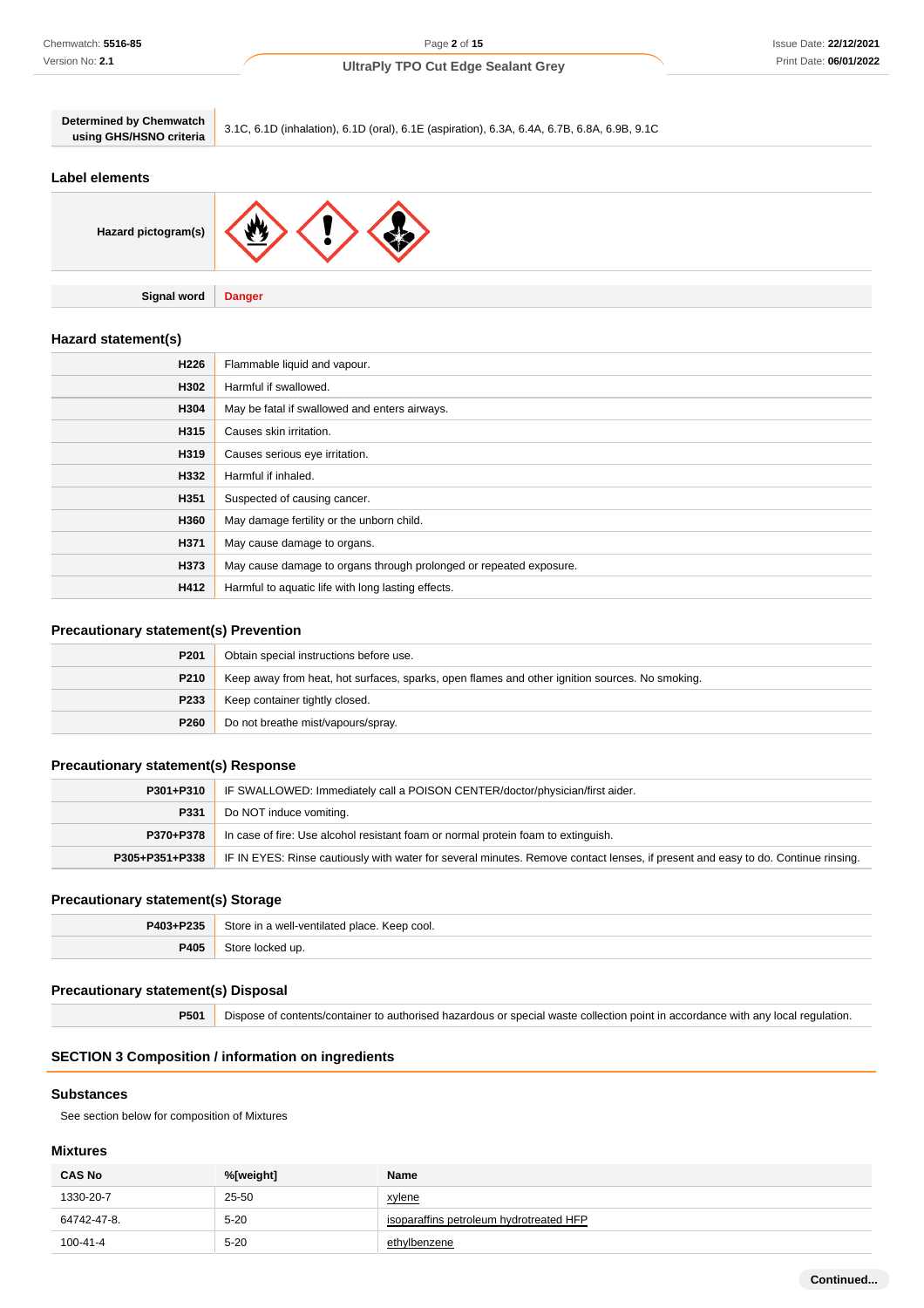| Determined by Chemwatch using GHS/HSNO criteria | 3.1C, 6.1D (inhalation), 6.1D (oral), 6.1E (aspiration), 6.3A, 6.4A, 6.7B, 6.8A, 6.9B, 9.1C |
|---|---|

### Label elements

| Hazard pictogram(s) | |
|---|---|
| Signal word | **Danger** |

### Hazard statement(s)

| | |
|---|---|
| **H226** | Flammable liquid and vapour. |
| **H302** | Harmful if swallowed. |
| **H304** | May be fatal if swallowed and enters airways. |
| **H315** | Causes skin irritation. |
| **H319** | Causes serious eye irritation. |
| **H332** | Harmful if inhaled. |
| **H351** | Suspected of causing cancer. |
| **H360** | May damage fertility or the unborn child. |
| **H371** | May cause damage to organs. |
| **H373** | May cause damage to organs through prolonged or repeated exposure. |
| **H412** | Harmful to aquatic life with long lasting effects. |

### Precautionary statement(s) Prevention

| | |
|---|---|
| **P201** | Obtain special instructions before use. |
| **P210** | Keep away from heat, hot surfaces, sparks, open flames and other ignition sources. No smoking. |
| **P233** | Keep container tightly closed. |
| **P260** | Do not breathe mist/vapours/spray. |

### Precautionary statement(s) Response

| | |
|---|---|
| **P301+P310** | IF SWALLOWED: Immediately call a POISON CENTER/doctor/physician/first aider. |
| **P331** | Do NOT induce vomiting. |
| **P370+P378** | In case of fire: Use alcohol resistant foam or normal protein foam to extinguish. |
| **P305+P351+P338** | IF IN EYES: Rinse cautiously with water for several minutes. Remove contact lenses, if present and easy to do. Continue rinsing. |

### Precautionary statement(s) Storage

| | |
|---|---|
| **P403+P235** | Store in a well-ventilated place. Keep cool. |
| **P405** | Store locked up. |

### Precautionary statement(s) Disposal

| | |
|---|---|
| **P501** | Dispose of contents/container to authorised hazardous or special waste collection point in accordance with any local regulation. |

## SECTION 3 Composition / information on ingredients

### Substances

See section below for composition of Mixtures

### Mixtures

| CAS No | %[weight] | Name |
|---|---|---|
| 1330-20-7 | 25-50 | xylene |
| 64742-47-8. | 5-20 | isoparaffins petroleum hydrotreated HFP |
| 100-41-4 | 5-20 | ethylbenzene |

Continued...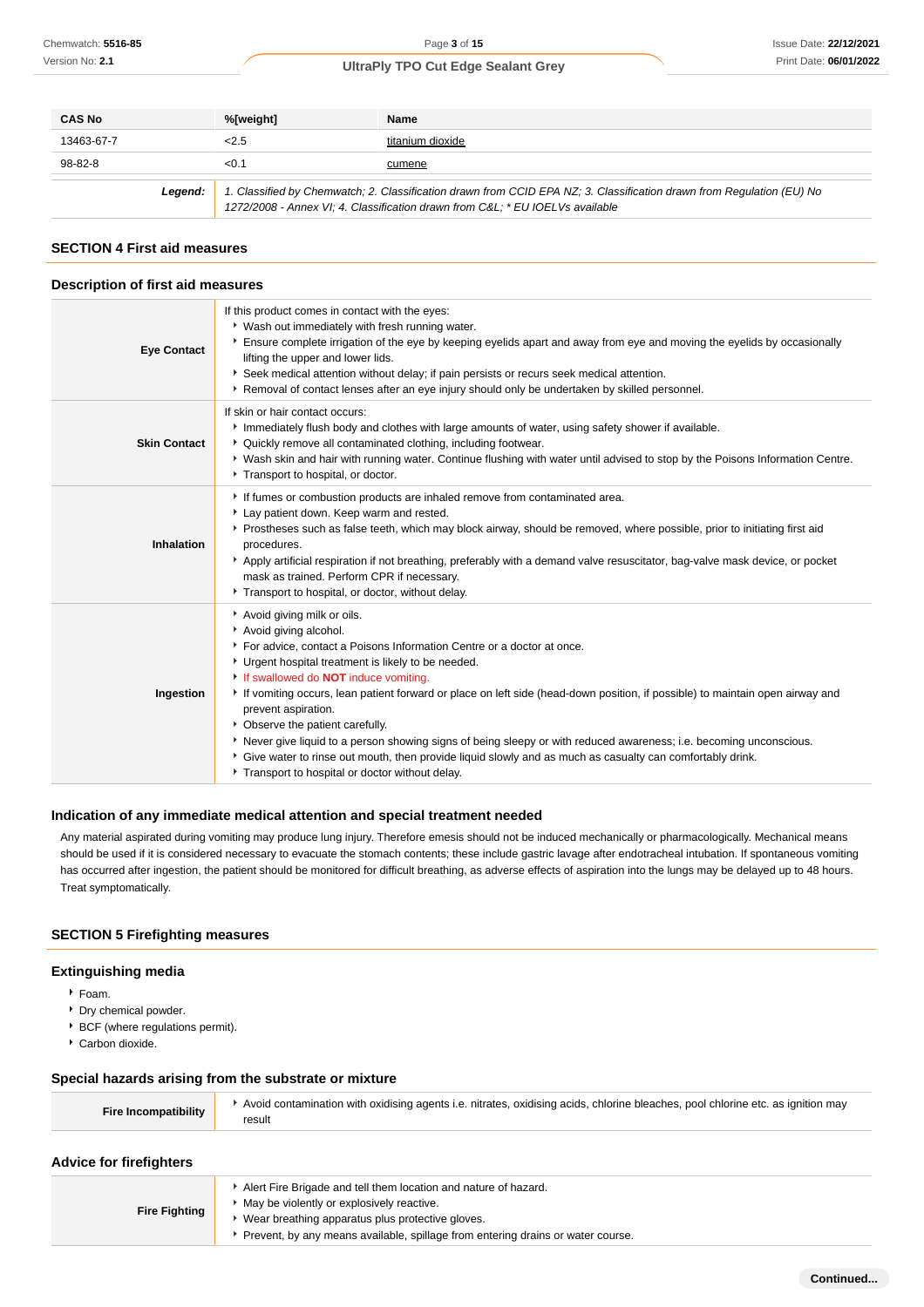| CAS No | %[weight] | Name |
| --- | --- | --- |
| 13463-67-7 | <2.5 | titanium dioxide |
| 98-82-8 | <0.1 | cumene |
| ***Legend:*** | *1. Classified by Chemwatch; 2. Classification drawn from CCID EPA NZ; 3. Classification drawn from Regulation (EU) No 1272/2008 - Annex VI; 4. Classification drawn from C&L; * EU IOELVs available* | |

## SECTION 4 First aid measures

### Description of first aid measures

| | |
| --- | --- |
| **Eye Contact** | If this product comes in contact with the eyes:<br>▸ Wash out immediately with fresh running water.<br>▸ Ensure complete irrigation of the eye by keeping eyelids apart and away from eye and moving the eyelids by occasionally lifting the upper and lower lids.<br>▸ Seek medical attention without delay; if pain persists or recurs seek medical attention.<br>▸ Removal of contact lenses after an eye injury should only be undertaken by skilled personnel. |
| **Skin Contact** | If skin or hair contact occurs:<br>▸ Immediately flush body and clothes with large amounts of water, using safety shower if available.<br>▸ Quickly remove all contaminated clothing, including footwear.<br>▸ Wash skin and hair with running water. Continue flushing with water until advised to stop by the Poisons Information Centre.<br>▸ Transport to hospital, or doctor. |
| **Inhalation** | ▸ If fumes or combustion products are inhaled remove from contaminated area.<br>▸ Lay patient down. Keep warm and rested.<br>▸ Prostheses such as false teeth, which may block airway, should be removed, where possible, prior to initiating first aid procedures.<br>▸ Apply artificial respiration if not breathing, preferably with a demand valve resuscitator, bag-valve mask device, or pocket mask as trained. Perform CPR if necessary.<br>▸ Transport to hospital, or doctor, without delay. |
| **Ingestion** | ▸ Avoid giving milk or oils.<br>▸ Avoid giving alcohol.<br>▸ For advice, contact a Poisons Information Centre or a doctor at once.<br>▸ Urgent hospital treatment is likely to be needed.<br>▸ If swallowed do **NOT** induce vomiting.<br>▸ If vomiting occurs, lean patient forward or place on left side (head-down position, if possible) to maintain open airway and prevent aspiration.<br>▸ Observe the patient carefully.<br>▸ Never give liquid to a person showing signs of being sleepy or with reduced awareness; i.e. becoming unconscious.<br>▸ Give water to rinse out mouth, then provide liquid slowly and as much as casualty can comfortably drink.<br>▸ Transport to hospital or doctor without delay. |

### Indication of any immediate medical attention and special treatment needed

Any material aspirated during vomiting may produce lung injury. Therefore emesis should not be induced mechanically or pharmacologically. Mechanical means should be used if it is considered necessary to evacuate the stomach contents; these include gastric lavage after endotracheal intubation. If spontaneous vomiting has occurred after ingestion, the patient should be monitored for difficult breathing, as adverse effects of aspiration into the lungs may be delayed up to 48 hours. Treat symptomatically.

## SECTION 5 Firefighting measures

### Extinguishing media

- Foam.
- Dry chemical powder.
- BCF (where regulations permit).
- Carbon dioxide.

### Special hazards arising from the substrate or mixture

| | |
| --- | --- |
| **Fire Incompatibility** | ▸ Avoid contamination with oxidising agents i.e. nitrates, oxidising acids, chlorine bleaches, pool chlorine etc. as ignition may result |

### Advice for firefighters

| | |
| --- | --- |
| **Fire Fighting** | ▸ Alert Fire Brigade and tell them location and nature of hazard.<br>▸ May be violently or explosively reactive.<br>▸ Wear breathing apparatus plus protective gloves.<br>▸ Prevent, by any means available, spillage from entering drains or water course. |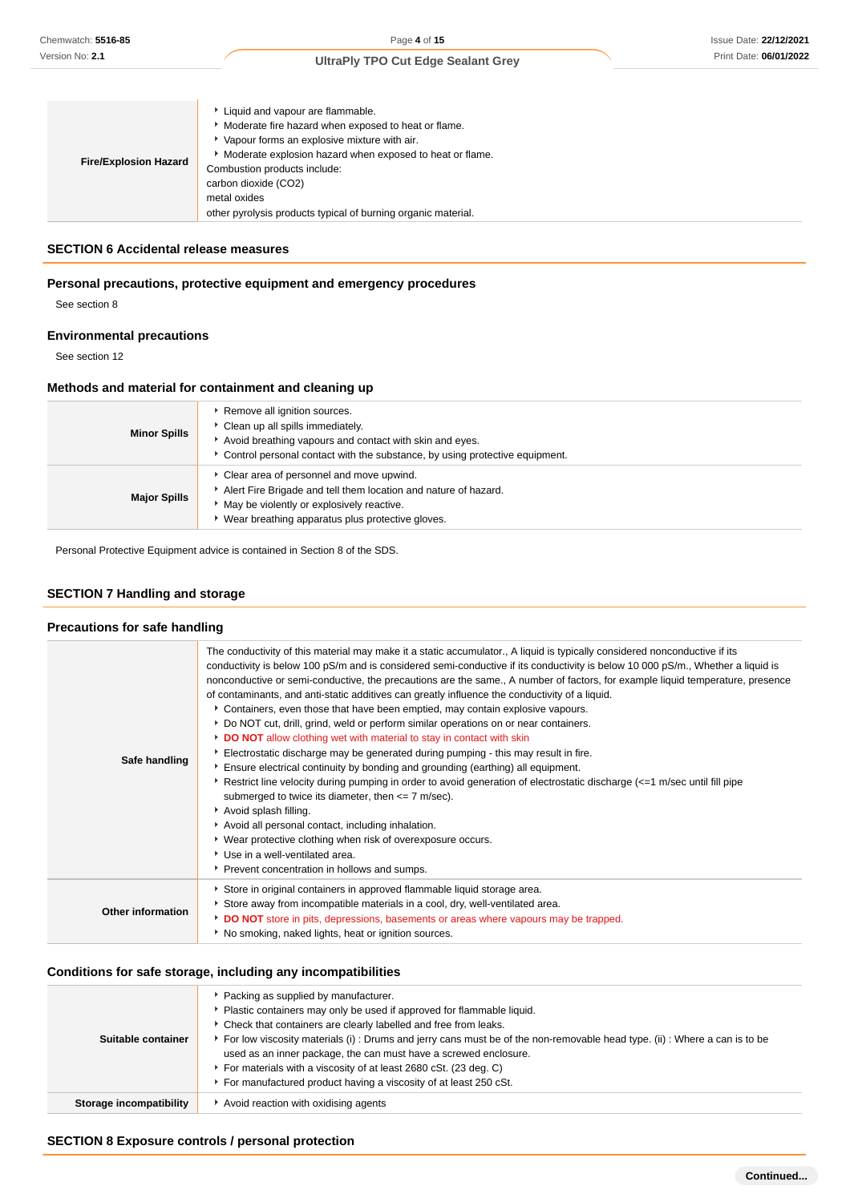| | |
|---|---|
| **Fire/Explosion Hazard** | ▸ Liquid and vapour are flammable.<br>▸ Moderate fire hazard when exposed to heat or flame.<br>▸ Vapour forms an explosive mixture with air.<br>▸ Moderate explosion hazard when exposed to heat or flame.<br>Combustion products include:<br>carbon dioxide ($CO_2$)<br>metal oxides<br>other pyrolysis products typical of burning organic material. |

## SECTION 6 Accidental release measures

### Personal precautions, protective equipment and emergency procedures

See section 8

### Environmental precautions

See section 12

### Methods and material for containment and cleaning up

| | |
|---|---|
| **Minor Spills** | ▸ Remove all ignition sources.<br>▸ Clean up all spills immediately.<br>▸ Avoid breathing vapours and contact with skin and eyes.<br>▸ Control personal contact with the substance, by using protective equipment. |
| **Major Spills** | ▸ Clear area of personnel and move upwind.<br>▸ Alert Fire Brigade and tell them location and nature of hazard.<br>▸ May be violently or explosively reactive.<br>▸ Wear breathing apparatus plus protective gloves. |

Personal Protective Equipment advice is contained in Section 8 of the SDS.

## SECTION 7 Handling and storage

### Precautions for safe handling

| | |
|---|---|
| **Safe handling** | The conductivity of this material may make it a static accumulator., A liquid is typically considered nonconductive if its conductivity is below 100 pS/m and is considered semi-conductive if its conductivity is below 10 000 pS/m., Whether a liquid is nonconductive or semi-conductive, the precautions are the same., A number of factors, for example liquid temperature, presence of contaminants, and anti-static additives can greatly influence the conductivity of a liquid.<br>▸ Containers, even those that have been emptied, may contain explosive vapours.<br>▸ Do NOT cut, drill, grind, weld or perform similar operations on or near containers.<br>▸ **DO NOT** allow clothing wet with material to stay in contact with skin<br>▸ Electrostatic discharge may be generated during pumping - this may result in fire.<br>▸ Ensure electrical continuity by bonding and grounding (earthing) all equipment.<br>▸ Restrict line velocity during pumping in order to avoid generation of electrostatic discharge (<=1 m/sec until fill pipe submerged to twice its diameter, then <= 7 m/sec).<br>▸ Avoid splash filling.<br>▸ Avoid all personal contact, including inhalation.<br>▸ Wear protective clothing when risk of overexposure occurs.<br>▸ Use in a well-ventilated area.<br>▸ Prevent concentration in hollows and sumps. |
| **Other information** | ▸ Store in original containers in approved flammable liquid storage area.<br>▸ Store away from incompatible materials in a cool, dry, well-ventilated area.<br>▸ **DO NOT** store in pits, depressions, basements or areas where vapours may be trapped.<br>▸ No smoking, naked lights, heat or ignition sources. |

### Conditions for safe storage, including any incompatibilities

| | |
|---|---|
| **Suitable container** | ▸ Packing as supplied by manufacturer.<br>▸ Plastic containers may only be used if approved for flammable liquid.<br>▸ Check that containers are clearly labelled and free from leaks.<br>▸ For low viscosity materials (i) : Drums and jerry cans must be of the non-removable head type. (ii) : Where a can is to be used as an inner package, the can must have a screwed enclosure.<br>▸ For materials with a viscosity of at least 2680 cSt. (23 deg. C)<br>▸ For manufactured product having a viscosity of at least 250 cSt. |
| **Storage incompatibility** | ▸ Avoid reaction with oxidising agents |

## SECTION 8 Exposure controls / personal protection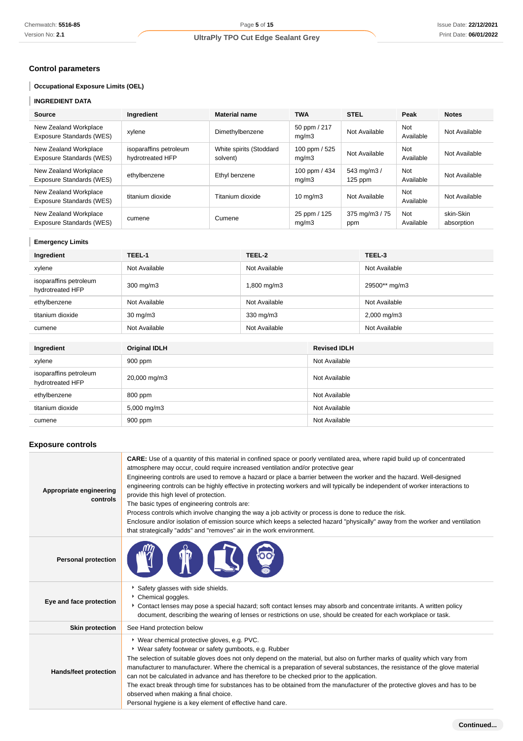## Control parameters

### Occupational Exposure Limits (OEL)

### INGREDIENT DATA

| Source | Ingredient | Material name | TWA | STEL | Peak | Notes |
|---|---|---|---|---|---|---|
| New Zealand Workplace Exposure Standards (WES) | xylene | Dimethylbenzene | 50 ppm / 217 mg/m3 | Not Available | Not Available | Not Available |
| New Zealand Workplace Exposure Standards (WES) | isoparaffins petroleum hydrotreated HFP | White spirits (Stoddard solvent) | 100 ppm / 525 mg/m3 | Not Available | Not Available | Not Available |
| New Zealand Workplace Exposure Standards (WES) | ethylbenzene | Ethyl benzene | 100 ppm / 434 mg/m3 | 543 mg/m3 / 125 ppm | Not Available | Not Available |
| New Zealand Workplace Exposure Standards (WES) | titanium dioxide | Titanium dioxide | 10 mg/m3 | Not Available | Not Available | Not Available |
| New Zealand Workplace Exposure Standards (WES) | cumene | Cumene | 25 ppm / 125 mg/m3 | 375 mg/m3 / 75 ppm | Not Available | skin-Skin absorption |

### Emergency Limits

| Ingredient | TEEL-1 | TEEL-2 | TEEL-3 |
|---|---|---|---|
| xylene | Not Available | Not Available | Not Available |
| isoparaffins petroleum hydrotreated HFP | 300 mg/m3 | 1,800 mg/m3 | 29500** mg/m3 |
| ethylbenzene | Not Available | Not Available | Not Available |
| titanium dioxide | 30 mg/m3 | 330 mg/m3 | 2,000 mg/m3 |
| cumene | Not Available | Not Available | Not Available |

| Ingredient | Original IDLH | Revised IDLH |
|---|---|---|
| xylene | 900 ppm | Not Available |
| isoparaffins petroleum hydrotreated HFP | 20,000 mg/m3 | Not Available |
| ethylbenzene | 800 ppm | Not Available |
| titanium dioxide | 5,000 mg/m3 | Not Available |
| cumene | 900 ppm | Not Available |

## Exposure controls

| | |
|---|---|
| **Appropriate engineering controls** | **CARE:** Use of a quantity of this material in confined space or poorly ventilated area, where rapid build up of concentrated atmosphere may occur, could require increased ventilation and/or protective gear<br>Engineering controls are used to remove a hazard or place a barrier between the worker and the hazard. Well-designed engineering controls can be highly effective in protecting workers and will typically be independent of worker interactions to provide this high level of protection.<br>The basic types of engineering controls are:<br>Process controls which involve changing the way a job activity or process is done to reduce the risk.<br>Enclosure and/or isolation of emission source which keeps a selected hazard "physically" away from the worker and ventilation that strategically "adds" and "removes" air in the work environment. |
| **Personal protection** | |
| **Eye and face protection** | ▶ Safety glasses with side shields.<br>▶ Chemical goggles.<br>▶ Contact lenses may pose a special hazard; soft contact lenses may absorb and concentrate irritants. A written policy document, describing the wearing of lenses or restrictions on use, should be created for each workplace or task. |
| **Skin protection** | See Hand protection below |
| **Hands/feet protection** | ▶ Wear chemical protective gloves, e.g. PVC.<br>▶ Wear safety footwear or safety gumboots, e.g. Rubber<br>The selection of suitable gloves does not only depend on the material, but also on further marks of quality which vary from manufacturer to manufacturer. Where the chemical is a preparation of several substances, the resistance of the glove material can not be calculated in advance and has therefore to be checked prior to the application.<br>The exact break through time for substances has to be obtained from the manufacturer of the protective gloves and has to be observed when making a final choice.<br>Personal hygiene is a key element of effective hand care. |

Continued...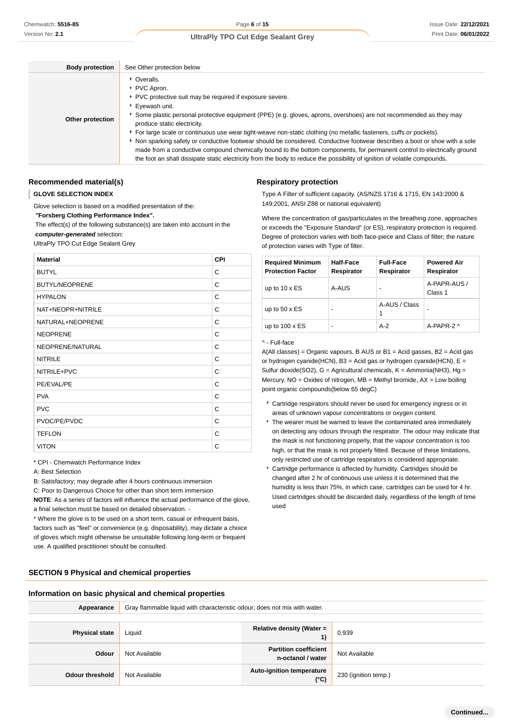| | |
|---|---|
| **Body protection** | See Other protection below |
| **Other protection** | - Overalls.<br>- PVC Apron.<br>- PVC protective suit may be required if exposure severe.<br>- Eyewash unit.<br>- Some plastic personal protective equipment (PPE) (e.g. gloves, aprons, overshoes) are not recommended as they may produce static electricity.<br>- For large scale or continuous use wear tight-weave non-static clothing (no metallic fasteners, cuffs or pockets).<br>- Non sparking safety or conductive footwear should be considered. Conductive footwear describes a boot or shoe with a sole made from a conductive compound chemically bound to the bottom components, for permanent control to electrically ground the foot an shall dissipate static electricity from the body to reduce the possibility of ignition of volatile compounds. |

### Recommended material(s)

**GLOVE SELECTION INDEX**

Glove selection is based on a modified presentation of the:
**"Forsberg Clothing Performance Index".**
The effect(s) of the following substance(s) are taken into account in the ***computer-generated*** selection:
UltraPly TPO Cut Edge Sealant Grey

| Material | CPI |
|---|---|
| BUTYL | C |
| BUTYL/NEOPRENE | C |
| HYPALON | C |
| NAT+NEOPR+NITRILE | C |
| NATURAL+NEOPRENE | C |
| NEOPRENE | C |
| NEOPRENE/NATURAL | C |
| NITRILE | C |
| NITRILE+PVC | C |
| PE/EVAL/PE | C |
| PVA | C |
| PVC | C |
| PVDC/PE/PVDC | C |
| TEFLON | C |
| VITON | C |

* CPI - Chemwatch Performance Index
A: Best Selection
B: Satisfactory; may degrade after 4 hours continuous immersion
C: Poor to Dangerous Choice for other than short term immersion
**NOTE**: As a series of factors will influence the actual performance of the glove, a final selection must be based on detailed observation. -
* Where the glove is to be used on a short term, casual or infrequent basis, factors such as "feel" or convenience (e.g. disposability), may dictate a choice of gloves which might otherwise be unsuitable following long-term or frequent use. A qualified practitioner should be consulted.

### Respiratory protection

Type A Filter of sufficient capacity. (AS/NZS 1716 & 1715, EN 143:2000 & 149:2001, ANSI Z88 or national equivalent)

Where the concentration of gas/particulates in the breathing zone, approaches or exceeds the "Exposure Standard" (or ES), respiratory protection is required. Degree of protection varies with both face-piece and Class of filter; the nature of protection varies with Type of filter.

| Required Minimum Protection Factor | Half-Face Respirator | Full-Face Respirator | Powered Air Respirator |
|---|---|---|---|
| up to 10 x ES | A-AUS | - | A-PAPR-AUS / Class 1 |
| up to 50 x ES | - | A-AUS / Class 1 | - |
| up to 100 x ES | - | A-2 | A-PAPR-2 ^ |

^ - Full-face
A(All classes) = Organic vapours, B AUS or B1 = Acid gasses, B2 = Acid gas or hydrogen cyanide(HCN), B3 = Acid gas or hydrogen cyanide(HCN), E = Sulfur dioxide($SO_2$), G = Agricultural chemicals, K = Ammonia($NH_3$), Hg = Mercury, NO = Oxides of nitrogen, MB = Methyl bromide, AX = Low boiling point organic compounds(below 65 degC)

- Cartridge respirators should never be used for emergency ingress or in areas of unknown vapour concentrations or oxygen content.
- The wearer must be warned to leave the contaminated area immediately on detecting any odours through the respirator. The odour may indicate that the mask is not functioning properly, that the vapour concentration is too high, or that the mask is not properly fitted. Because of these limitations, only restricted use of cartridge respirators is considered appropriate.
- Cartridge performance is affected by humidity. Cartridges should be changed after 2 hr of continuous use unless it is determined that the humidity is less than 75%, in which case, cartridges can be used for 4 hr. Used cartridges should be discarded daily, regardless of the length of time used

## SECTION 9 Physical and chemical properties

### Information on basic physical and chemical properties

| | |
|---|---|
| **Appearance** | Gray flammable liquid with characteristic odour; does not mix with water. |

| | | | |
|---|---|---|---|
| **Physical state** | Liquid | **Relative density (Water = 1)** | 0.939 |
| **Odour** | Not Available | **Partition coefficient n-octanol / water** | Not Available |
| **Odour threshold** | Not Available | **Auto-ignition temperature (°C)** | 230 (ignition temp.) |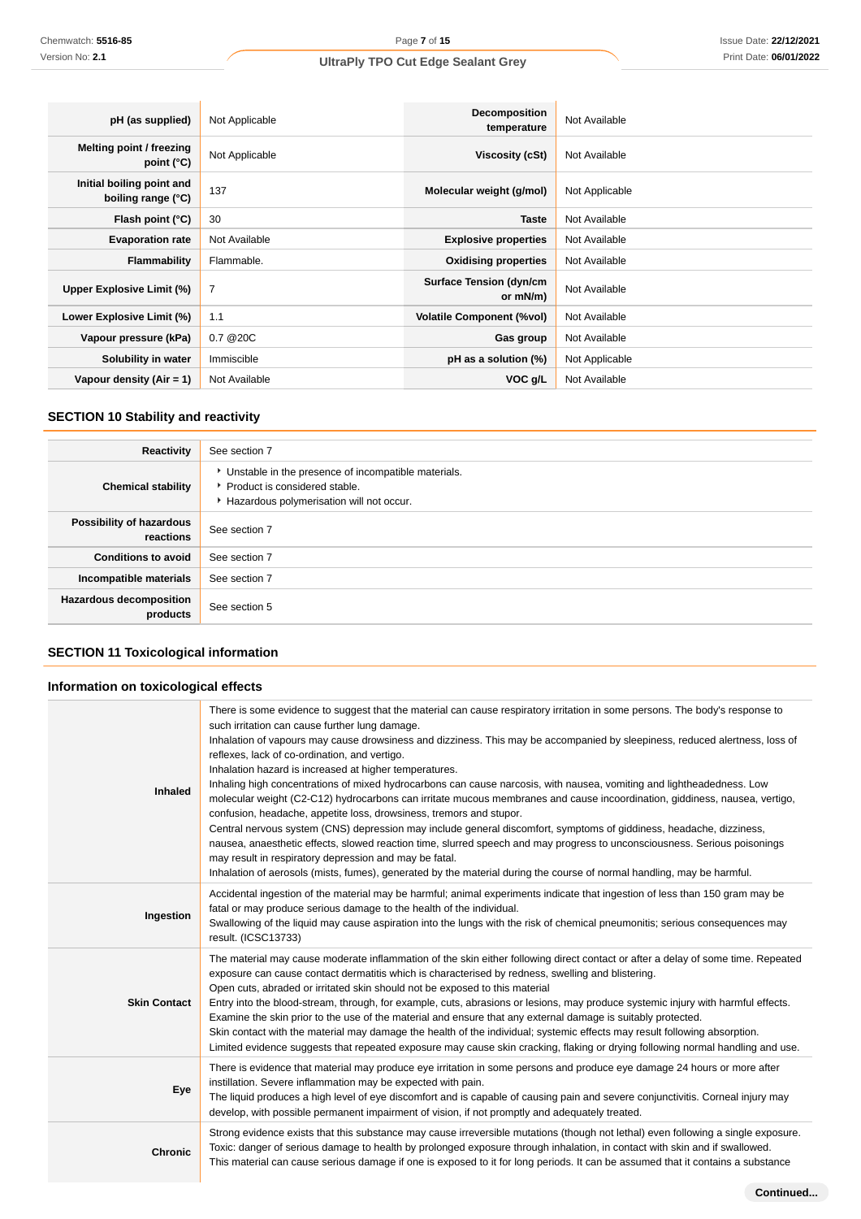| | | | |
|---|---|---|---|
| **pH (as supplied)** | Not Applicable | **Decomposition temperature** | Not Available |
| **Melting point / freezing point (°C)** | Not Applicable | **Viscosity (cSt)** | Not Available |
| **Initial boiling point and boiling range (°C)** | 137 | **Molecular weight (g/mol)** | Not Applicable |
| **Flash point (°C)** | 30 | **Taste** | Not Available |
| **Evaporation rate** | Not Available | **Explosive properties** | Not Available |
| **Flammability** | Flammable. | **Oxidising properties** | Not Available |
| **Upper Explosive Limit (%)** | 7 | **Surface Tension (dyn/cm or mN/m)** | Not Available |
| **Lower Explosive Limit (%)** | 1.1 | **Volatile Component (%vol)** | Not Available |
| **Vapour pressure (kPa)** | 0.7 @20C | **Gas group** | Not Available |
| **Solubility in water** | Immiscible | **pH as a solution (%)** | Not Applicable |
| **Vapour density (Air = 1)** | Not Available | **VOC g/L** | Not Available |

## SECTION 10 Stability and reactivity

| | |
|---|---|
| **Reactivity** | See section 7 |
| **Chemical stability** | ‣ Unstable in the presence of incompatible materials.<br>‣ Product is considered stable.<br>‣ Hazardous polymerisation will not occur. |
| **Possibility of hazardous reactions** | See section 7 |
| **Conditions to avoid** | See section 7 |
| **Incompatible materials** | See section 7 |
| **Hazardous decomposition products** | See section 5 |

## SECTION 11 Toxicological information

### Information on toxicological effects

| | |
|---|---|
| **Inhaled** | There is some evidence to suggest that the material can cause respiratory irritation in some persons. The body's response to such irritation can cause further lung damage.<br>Inhalation of vapours may cause drowsiness and dizziness. This may be accompanied by sleepiness, reduced alertness, loss of reflexes, lack of co-ordination, and vertigo.<br>Inhalation hazard is increased at higher temperatures.<br>Inhaling high concentrations of mixed hydrocarbons can cause narcosis, with nausea, vomiting and lightheadedness. Low molecular weight (C2-C12) hydrocarbons can irritate mucous membranes and cause incoordination, giddiness, nausea, vertigo, confusion, headache, appetite loss, drowsiness, tremors and stupor.<br>Central nervous system (CNS) depression may include general discomfort, symptoms of giddiness, headache, dizziness, nausea, anaesthetic effects, slowed reaction time, slurred speech and may progress to unconsciousness. Serious poisonings may result in respiratory depression and may be fatal.<br>Inhalation of aerosols (mists, fumes), generated by the material during the course of normal handling, may be harmful. |
| **Ingestion** | Accidental ingestion of the material may be harmful; animal experiments indicate that ingestion of less than 150 gram may be fatal or may produce serious damage to the health of the individual.<br>Swallowing of the liquid may cause aspiration into the lungs with the risk of chemical pneumonitis; serious consequences may result. (ICSC13733) |
| **Skin Contact** | The material may cause moderate inflammation of the skin either following direct contact or after a delay of some time. Repeated exposure can cause contact dermatitis which is characterised by redness, swelling and blistering.<br>Open cuts, abraded or irritated skin should not be exposed to this material<br>Entry into the blood-stream, through, for example, cuts, abrasions or lesions, may produce systemic injury with harmful effects. Examine the skin prior to the use of the material and ensure that any external damage is suitably protected.<br>Skin contact with the material may damage the health of the individual; systemic effects may result following absorption.<br>Limited evidence suggests that repeated exposure may cause skin cracking, flaking or drying following normal handling and use. |
| **Eye** | There is evidence that material may produce eye irritation in some persons and produce eye damage 24 hours or more after instillation. Severe inflammation may be expected with pain.<br>The liquid produces a high level of eye discomfort and is capable of causing pain and severe conjunctivitis. Corneal injury may develop, with possible permanent impairment of vision, if not promptly and adequately treated. |
| **Chronic** | Strong evidence exists that this substance may cause irreversible mutations (though not lethal) even following a single exposure.<br>Toxic: danger of serious damage to health by prolonged exposure through inhalation, in contact with skin and if swallowed.<br>This material can cause serious damage if one is exposed to it for long periods. It can be assumed that it contains a substance |

**Continued...**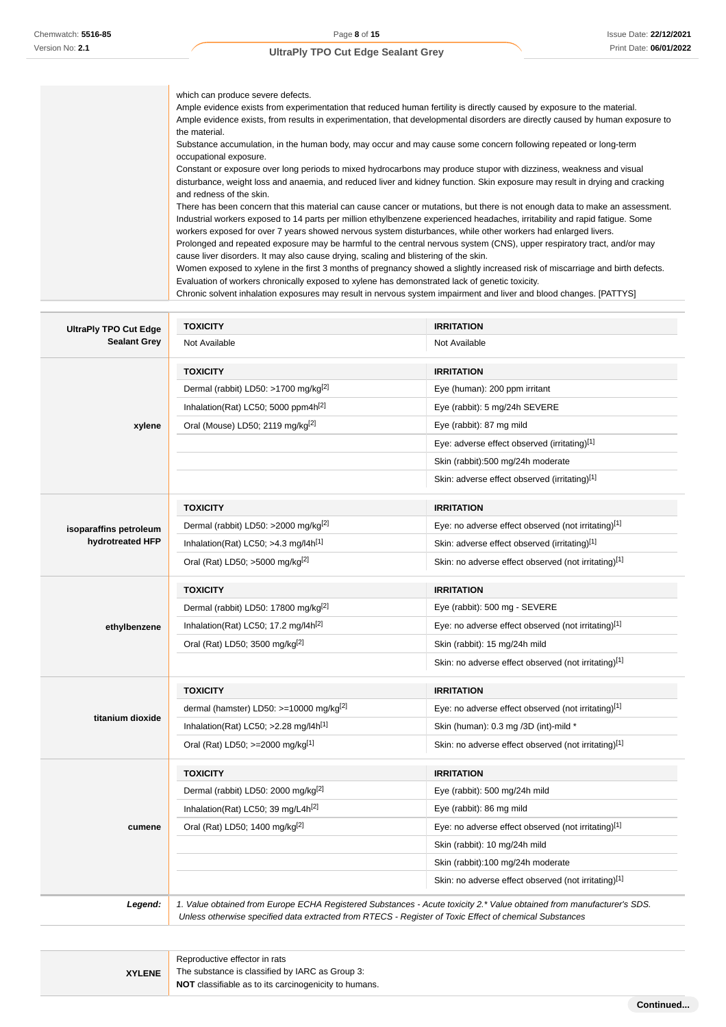| | |
|---|---|
| | which can produce severe defects.<br>Ample evidence exists from experimentation that reduced human fertility is directly caused by exposure to the material.<br>Ample evidence exists, from results in experimentation, that developmental disorders are directly caused by human exposure to the material.<br>Substance accumulation, in the human body, may occur and may cause some concern following repeated or long-term occupational exposure.<br>Constant or exposure over long periods to mixed hydrocarbons may produce stupor with dizziness, weakness and visual disturbance, weight loss and anaemia, and reduced liver and kidney function. Skin exposure may result in drying and cracking and redness of the skin.<br>There has been concern that this material can cause cancer or mutations, but there is not enough data to make an assessment.<br>Industrial workers exposed to 14 parts per million ethylbenzene experienced headaches, irritability and rapid fatigue. Some workers exposed for over 7 years showed nervous system disturbances, while other workers had enlarged livers.<br>Prolonged and repeated exposure may be harmful to the central nervous system (CNS), upper respiratory tract, and/or may cause liver disorders. It may also cause drying, scaling and blistering of the skin.<br>Women exposed to xylene in the first 3 months of pregnancy showed a slightly increased risk of miscarriage and birth defects.<br>Evaluation of workers chronically exposed to xylene has demonstrated lack of genetic toxicity.<br>Chronic solvent inhalation exposures may result in nervous system impairment and liver and blood changes. [PATTYS] |

| | TOXICITY | IRRITATION |
|---|---|---|
| **UltraPly TPO Cut Edge Sealant Grey** | Not Available | Not Available |
| | **TOXICITY** | **IRRITATION** |
| **xylene** | Dermal (rabbit) LD50: >1700 mg/kg[2] | Eye (human): 200 ppm irritant |
| | Inhalation(Rat) LC50; 5000 ppm4h[2] | Eye (rabbit): 5 mg/24h SEVERE |
| | Oral (Mouse) LD50; 2119 mg/kg[2] | Eye (rabbit): 87 mg mild |
| | | Eye: adverse effect observed (irritating)[1] |
| | | Skin (rabbit):500 mg/24h moderate |
| | | Skin: adverse effect observed (irritating)[1] |
| | **TOXICITY** | **IRRITATION** |
| **isoparaffins petroleum hydrotreated HFP** | Dermal (rabbit) LD50: >2000 mg/kg[2] | Eye: no adverse effect observed (not irritating)[1] |
| | Inhalation(Rat) LC50; >4.3 mg/l4h[1] | Skin: adverse effect observed (irritating)[1] |
| | Oral (Rat) LD50; >5000 mg/kg[2] | Skin: no adverse effect observed (not irritating)[1] |
| | **TOXICITY** | **IRRITATION** |
| **ethylbenzene** | Dermal (rabbit) LD50: 17800 mg/kg[2] | Eye (rabbit): 500 mg - SEVERE |
| | Inhalation(Rat) LC50; 17.2 mg/l4h[2] | Eye: no adverse effect observed (not irritating)[1] |
| | Oral (Rat) LD50; 3500 mg/kg[2] | Skin (rabbit): 15 mg/24h mild |
| | | Skin: no adverse effect observed (not irritating)[1] |
| | **TOXICITY** | **IRRITATION** |
| **titanium dioxide** | dermal (hamster) LD50: >=10000 mg/kg[2] | Eye: no adverse effect observed (not irritating)[1] |
| | Inhalation(Rat) LC50; >2.28 mg/l4h[1] | Skin (human): 0.3 mg /3D (int)-mild * |
| | Oral (Rat) LD50; >=2000 mg/kg[1] | Skin: no adverse effect observed (not irritating)[1] |
| | **TOXICITY** | **IRRITATION** |
| **cumene** | Dermal (rabbit) LD50: 2000 mg/kg[2] | Eye (rabbit): 500 mg/24h mild |
| | Inhalation(Rat) LC50; 39 mg/L4h[2] | Eye (rabbit): 86 mg mild |
| | Oral (Rat) LD50; 1400 mg/kg[2] | Eye: no adverse effect observed (not irritating)[1] |
| | | Skin (rabbit): 10 mg/24h mild |
| | | Skin (rabbit):100 mg/24h moderate |
| | | Skin: no adverse effect observed (not irritating)[1] |
| ***Legend:*** | *1. Value obtained from Europe ECHA Registered Substances - Acute toxicity 2.* Value obtained from manufacturer's SDS. Unless otherwise specified data extracted from RTECS - Register of Toxic Effect of chemical Substances* | |

| | |
|---|---|
| **XYLENE** | Reproductive effector in rats<br>The substance is classified by IARC as Group 3:<br>**NOT** classifiable as to its carcinogenicity to humans. |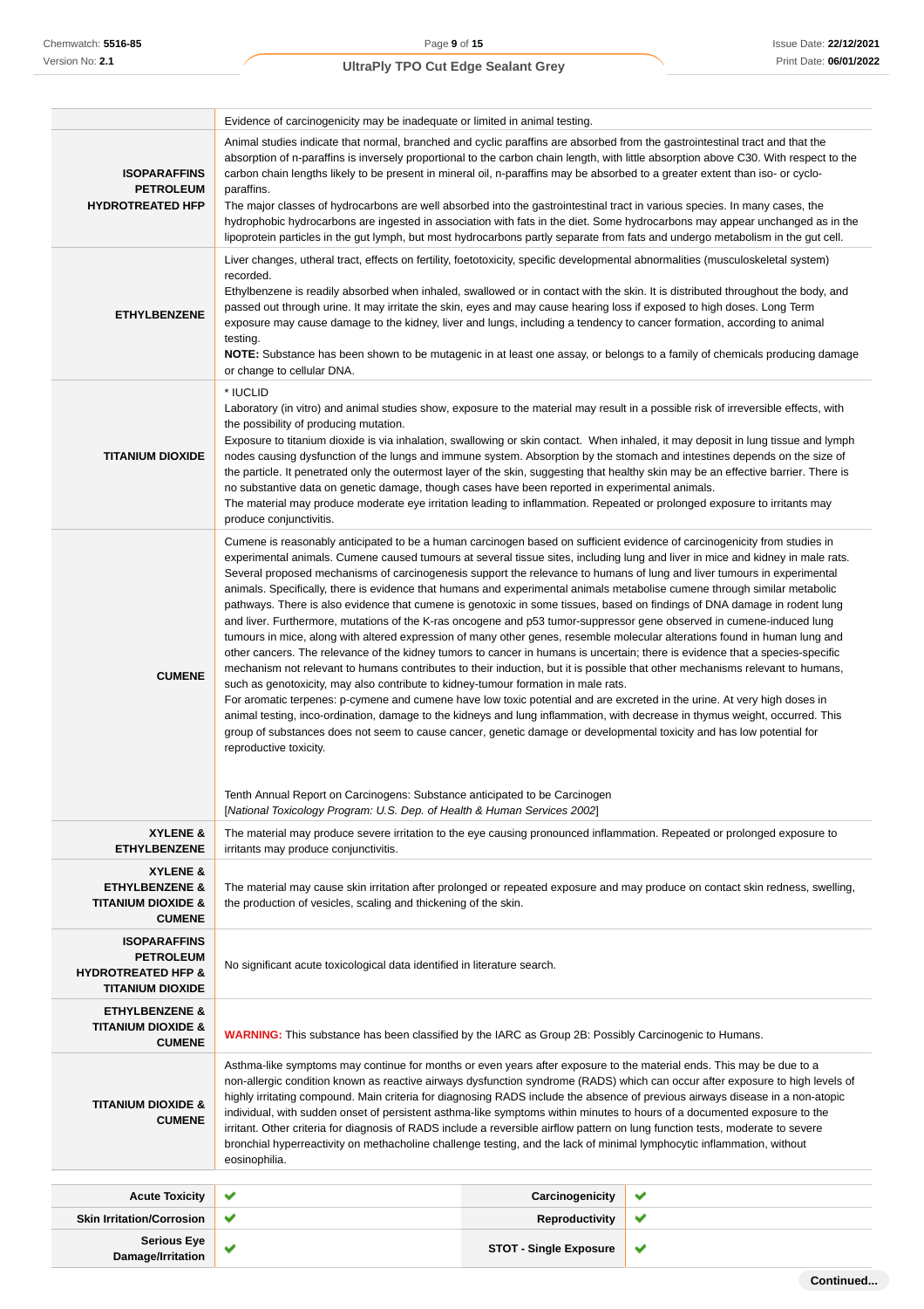| | |
|---|---|
| | Evidence of carcinogenicity may be inadequate or limited in animal testing. |
| **ISOPARAFFINS PETROLEUM HYDROTREATED HFP** | Animal studies indicate that normal, branched and cyclic paraffins are absorbed from the gastrointestinal tract and that the absorption of n-paraffins is inversely proportional to the carbon chain length, with little absorption above C30. With respect to the carbon chain lengths likely to be present in mineral oil, n-paraffins may be absorbed to a greater extent than iso- or cyclo-paraffins.<br>The major classes of hydrocarbons are well absorbed into the gastrointestinal tract in various species. In many cases, the hydrophobic hydrocarbons are ingested in association with fats in the diet. Some hydrocarbons may appear unchanged as in the lipoprotein particles in the gut lymph, but most hydrocarbons partly separate from fats and undergo metabolism in the gut cell. |
| **ETHYLBENZENE** | Liver changes, utheral tract, effects on fertility, foetotoxicity, specific developmental abnormalities (musculoskeletal system) recorded.<br>Ethylbenzene is readily absorbed when inhaled, swallowed or in contact with the skin. It is distributed throughout the body, and passed out through urine. It may irritate the skin, eyes and may cause hearing loss if exposed to high doses. Long Term exposure may cause damage to the kidney, liver and lungs, including a tendency to cancer formation, according to animal testing.<br>**NOTE:** Substance has been shown to be mutagenic in at least one assay, or belongs to a family of chemicals producing damage or change to cellular DNA. |
| **TITANIUM DIOXIDE** | * IUCLID<br>Laboratory (in vitro) and animal studies show, exposure to the material may result in a possible risk of irreversible effects, with the possibility of producing mutation.<br>Exposure to titanium dioxide is via inhalation, swallowing or skin contact. When inhaled, it may deposit in lung tissue and lymph nodes causing dysfunction of the lungs and immune system. Absorption by the stomach and intestines depends on the size of the particle. It penetrated only the outermost layer of the skin, suggesting that healthy skin may be an effective barrier. There is no substantive data on genetic damage, though cases have been reported in experimental animals.<br>The material may produce moderate eye irritation leading to inflammation. Repeated or prolonged exposure to irritants may produce conjunctivitis. |
| **CUMENE** | Cumene is reasonably anticipated to be a human carcinogen based on sufficient evidence of carcinogenicity from studies in experimental animals. Cumene caused tumours at several tissue sites, including lung and liver in mice and kidney in male rats. Several proposed mechanisms of carcinogenesis support the relevance to humans of lung and liver tumours in experimental animals. Specifically, there is evidence that humans and experimental animals metabolise cumene through similar metabolic pathways. There is also evidence that cumene is genotoxic in some tissues, based on findings of DNA damage in rodent lung and liver. Furthermore, mutations of the K-ras oncogene and p53 tumor-suppressor gene observed in cumene-induced lung tumours in mice, along with altered expression of many other genes, resemble molecular alterations found in human lung and other cancers. The relevance of the kidney tumors to cancer in humans is uncertain; there is evidence that a species-specific mechanism not relevant to humans contributes to their induction, but it is possible that other mechanisms relevant to humans, such as genotoxicity, may also contribute to kidney-tumour formation in male rats.<br>For aromatic terpenes: p-cymene and cumene have low toxic potential and are excreted in the urine. At very high doses in animal testing, inco-ordination, damage to the kidneys and lung inflammation, with decrease in thymus weight, occurred. This group of substances does not seem to cause cancer, genetic damage or developmental toxicity and has low potential for reproductive toxicity.<br><br>Tenth Annual Report on Carcinogens: Substance anticipated to be Carcinogen<br>[*National Toxicology Program: U.S. Dep. of Health & Human Services 2002*] |
| **XYLENE & ETHYLBENZENE** | The material may produce severe irritation to the eye causing pronounced inflammation. Repeated or prolonged exposure to irritants may produce conjunctivitis. |
| **XYLENE & ETHYLBENZENE & TITANIUM DIOXIDE & CUMENE** | The material may cause skin irritation after prolonged or repeated exposure and may produce on contact skin redness, swelling, the production of vesicles, scaling and thickening of the skin. |
| **ISOPARAFFINS PETROLEUM HYDROTREATED HFP & TITANIUM DIOXIDE** | No significant acute toxicological data identified in literature search. |
| **ETHYLBENZENE & TITANIUM DIOXIDE & CUMENE** | **WARNING:** This substance has been classified by the IARC as Group 2B: Possibly Carcinogenic to Humans. |
| **TITANIUM DIOXIDE & CUMENE** | Asthma-like symptoms may continue for months or even years after exposure to the material ends. This may be due to a non-allergic condition known as reactive airways dysfunction syndrome (RADS) which can occur after exposure to high levels of highly irritating compound. Main criteria for diagnosing RADS include the absence of previous airways disease in a non-atopic individual, with sudden onset of persistent asthma-like symptoms within minutes to hours of a documented exposure to the irritant. Other criteria for diagnosis of RADS include a reversible airflow pattern on lung function tests, moderate to severe bronchial hyperreactivity on methacholine challenge testing, and the lack of minimal lymphocytic inflammation, without eosinophilia. |

| | | | |
|---|---|---|---|
| **Acute Toxicity** | ✔ | **Carcinogenicity** | ✔ |
| **Skin Irritation/Corrosion** | ✔ | **Reproductivity** | ✔ |
| **Serious Eye Damage/Irritation** | ✔ | **STOT - Single Exposure** | ✔ |

Continued...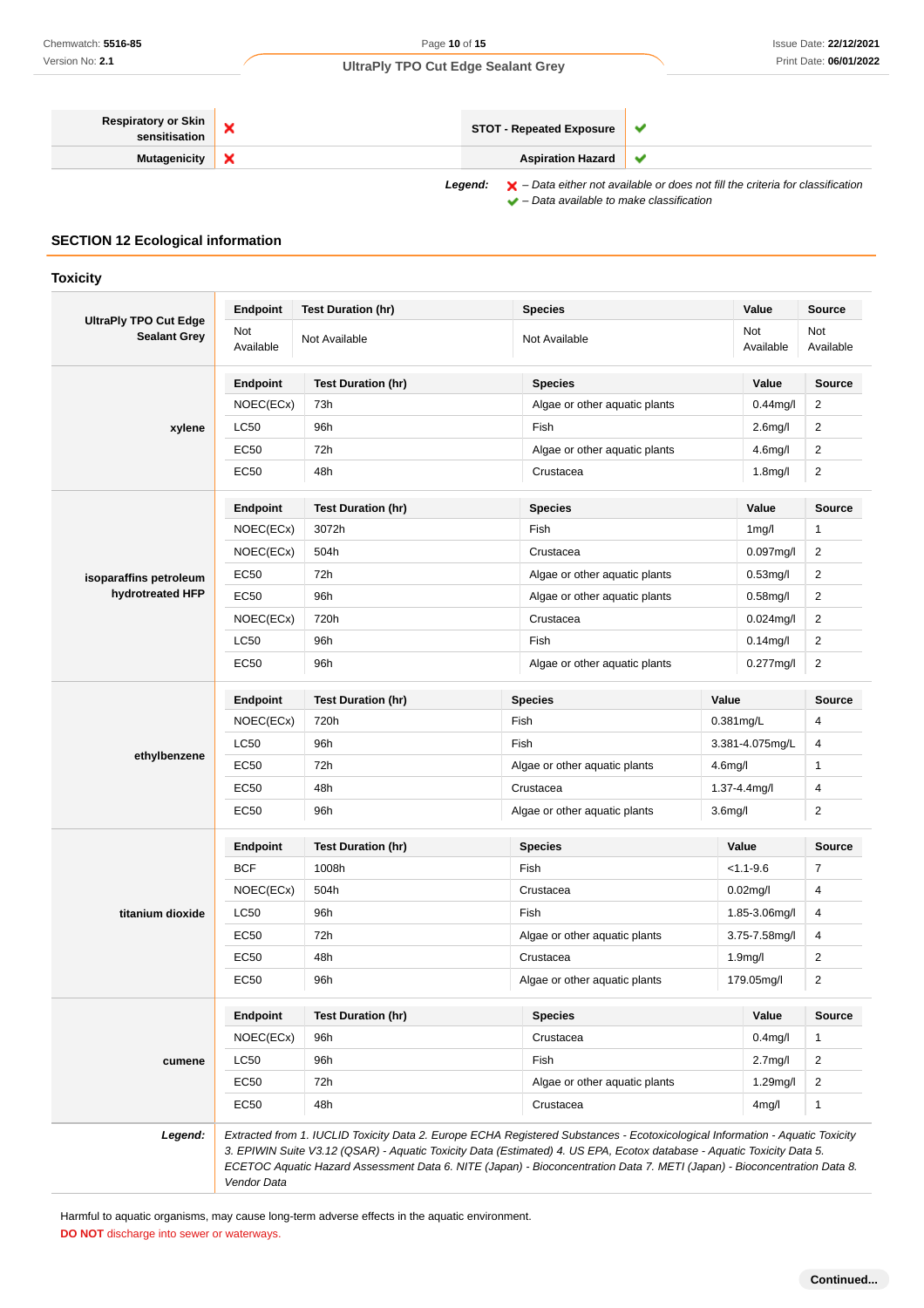| | | | |
|---|---|---|---|
| **Respiratory or Skin sensitisation** | ✘ | **STOT - Repeated Exposure** | ✔ |
| **Mutagenicity** | ✘ | **Aspiration Hazard** | ✔ |

***Legend:*** *✘ – Data either not available or does not fill the criteria for classification*
*✔ – Data available to make classification*

## SECTION 12 Ecological information

### Toxicity

**UltraPly TPO Cut Edge Sealant Grey**

| Endpoint | Test Duration (hr) | Species | Value | Source |
|---|---|---|---|---|
| Not Available | Not Available | Not Available | Not Available | Not Available |

**xylene**

| Endpoint | Test Duration (hr) | Species | Value | Source |
|---|---|---|---|---|
| NOEC(ECx) | 73h | Algae or other aquatic plants | 0.44mg/l | 2 |
| LC50 | 96h | Fish | 2.6mg/l | 2 |
| EC50 | 72h | Algae or other aquatic plants | 4.6mg/l | 2 |
| EC50 | 48h | Crustacea | 1.8mg/l | 2 |

**isoparaffins petroleum hydrotreated HFP**

| Endpoint | Test Duration (hr) | Species | Value | Source |
|---|---|---|---|---|
| NOEC(ECx) | 3072h | Fish | 1mg/l | 1 |
| NOEC(ECx) | 504h | Crustacea | 0.097mg/l | 2 |
| EC50 | 72h | Algae or other aquatic plants | 0.53mg/l | 2 |
| EC50 | 96h | Algae or other aquatic plants | 0.58mg/l | 2 |
| NOEC(ECx) | 720h | Crustacea | 0.024mg/l | 2 |
| LC50 | 96h | Fish | 0.14mg/l | 2 |
| EC50 | 96h | Algae or other aquatic plants | 0.277mg/l | 2 |

**ethylbenzene**

| Endpoint | Test Duration (hr) | Species | Value | Source |
|---|---|---|---|---|
| NOEC(ECx) | 720h | Fish | 0.381mg/L | 4 |
| LC50 | 96h | Fish | 3.381-4.075mg/L | 4 |
| EC50 | 72h | Algae or other aquatic plants | 4.6mg/l | 1 |
| EC50 | 48h | Crustacea | 1.37-4.4mg/l | 4 |
| EC50 | 96h | Algae or other aquatic plants | 3.6mg/l | 2 |

**titanium dioxide**

| Endpoint | Test Duration (hr) | Species | Value | Source |
|---|---|---|---|---|
| BCF | 1008h | Fish | <1.1-9.6 | 7 |
| NOEC(ECx) | 504h | Crustacea | 0.02mg/l | 4 |
| LC50 | 96h | Fish | 1.85-3.06mg/l | 4 |
| EC50 | 72h | Algae or other aquatic plants | 3.75-7.58mg/l | 4 |
| EC50 | 48h | Crustacea | 1.9mg/l | 2 |
| EC50 | 96h | Algae or other aquatic plants | 179.05mg/l | 2 |

**cumene**

| Endpoint | Test Duration (hr) | Species | Value | Source |
|---|---|---|---|---|
| NOEC(ECx) | 96h | Crustacea | 0.4mg/l | 1 |
| LC50 | 96h | Fish | 2.7mg/l | 2 |
| EC50 | 72h | Algae or other aquatic plants | 1.29mg/l | 2 |
| EC50 | 48h | Crustacea | 4mg/l | 1 |

***Legend:*** *Extracted from 1. IUCLID Toxicity Data 2. Europe ECHA Registered Substances - Ecotoxicological Information - Aquatic Toxicity 3. EPIWIN Suite V3.12 (QSAR) - Aquatic Toxicity Data (Estimated) 4. US EPA, Ecotox database - Aquatic Toxicity Data 5. ECETOC Aquatic Hazard Assessment Data 6. NITE (Japan) - Bioconcentration Data 7. METI (Japan) - Bioconcentration Data 8. Vendor Data*

Harmful to aquatic organisms, may cause long-term adverse effects in the aquatic environment.
**DO NOT** discharge into sewer or waterways.

Continued...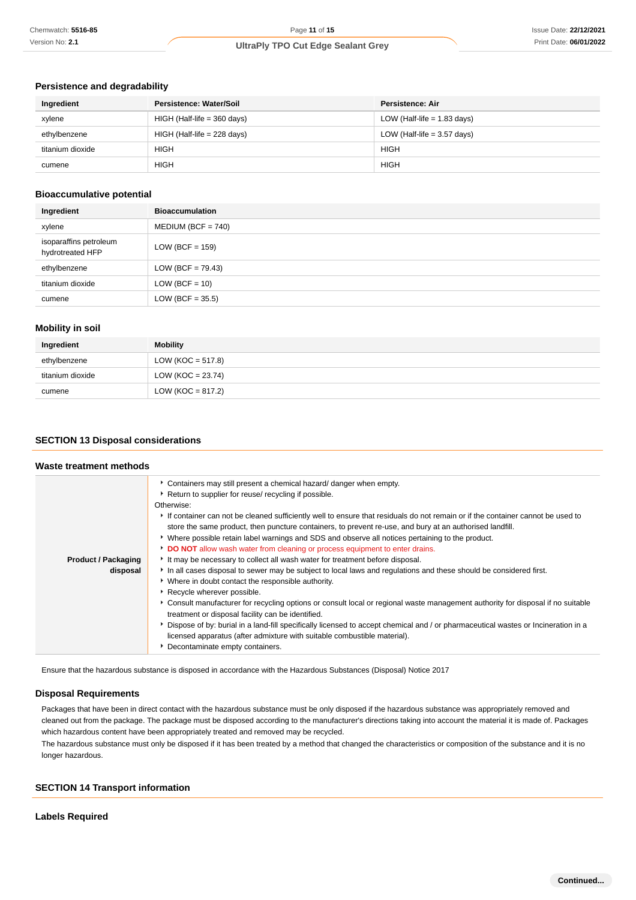### Persistence and degradability

| Ingredient | Persistence: Water/Soil | Persistence: Air |
|---|---|---|
| xylene | HIGH (Half-life = 360 days) | LOW (Half-life = 1.83 days) |
| ethylbenzene | HIGH (Half-life = 228 days) | LOW (Half-life = 3.57 days) |
| titanium dioxide | HIGH | HIGH |
| cumene | HIGH | HIGH |

### Bioaccumulative potential

| Ingredient | Bioaccumulation |
|---|---|
| xylene | MEDIUM (BCF = 740) |
| isoparaffins petroleum hydrotreated HFP | LOW (BCF = 159) |
| ethylbenzene | LOW (BCF = 79.43) |
| titanium dioxide | LOW (BCF = 10) |
| cumene | LOW (BCF = 35.5) |

### Mobility in soil

| Ingredient | Mobility |
|---|---|
| ethylbenzene | LOW (KOC = 517.8) |
| titanium dioxide | LOW (KOC = 23.74) |
| cumene | LOW (KOC = 817.2) |

## SECTION 13 Disposal considerations

### Waste treatment methods

| | |
|---|---|
| **Product / Packaging disposal** | ▸ Containers may still present a chemical hazard/ danger when empty.<br>▸ Return to supplier for reuse/ recycling if possible.<br>Otherwise:<br>▸ If container can not be cleaned sufficiently well to ensure that residuals do not remain or if the container cannot be used to store the same product, then puncture containers, to prevent re-use, and bury at an authorised landfill.<br>▸ Where possible retain label warnings and SDS and observe all notices pertaining to the product.<br>▸ **DO NOT** allow wash water from cleaning or process equipment to enter drains.<br>▸ It may be necessary to collect all wash water for treatment before disposal.<br>▸ In all cases disposal to sewer may be subject to local laws and regulations and these should be considered first.<br>▸ Where in doubt contact the responsible authority.<br>▸ Recycle wherever possible.<br>▸ Consult manufacturer for recycling options or consult local or regional waste management authority for disposal if no suitable treatment or disposal facility can be identified.<br>▸ Dispose of by: burial in a land-fill specifically licensed to accept chemical and / or pharmaceutical wastes or Incineration in a licensed apparatus (after admixture with suitable combustible material).<br>▸ Decontaminate empty containers. |

Ensure that the hazardous substance is disposed in accordance with the Hazardous Substances (Disposal) Notice 2017

### Disposal Requirements

Packages that have been in direct contact with the hazardous substance must be only disposed if the hazardous substance was appropriately removed and cleaned out from the package. The package must be disposed according to the manufacturer's directions taking into account the material it is made of. Packages which hazardous content have been appropriately treated and removed may be recycled.
The hazardous substance must only be disposed if it has been treated by a method that changed the characteristics or composition of the substance and it is no longer hazardous.

## SECTION 14 Transport information

### Labels Required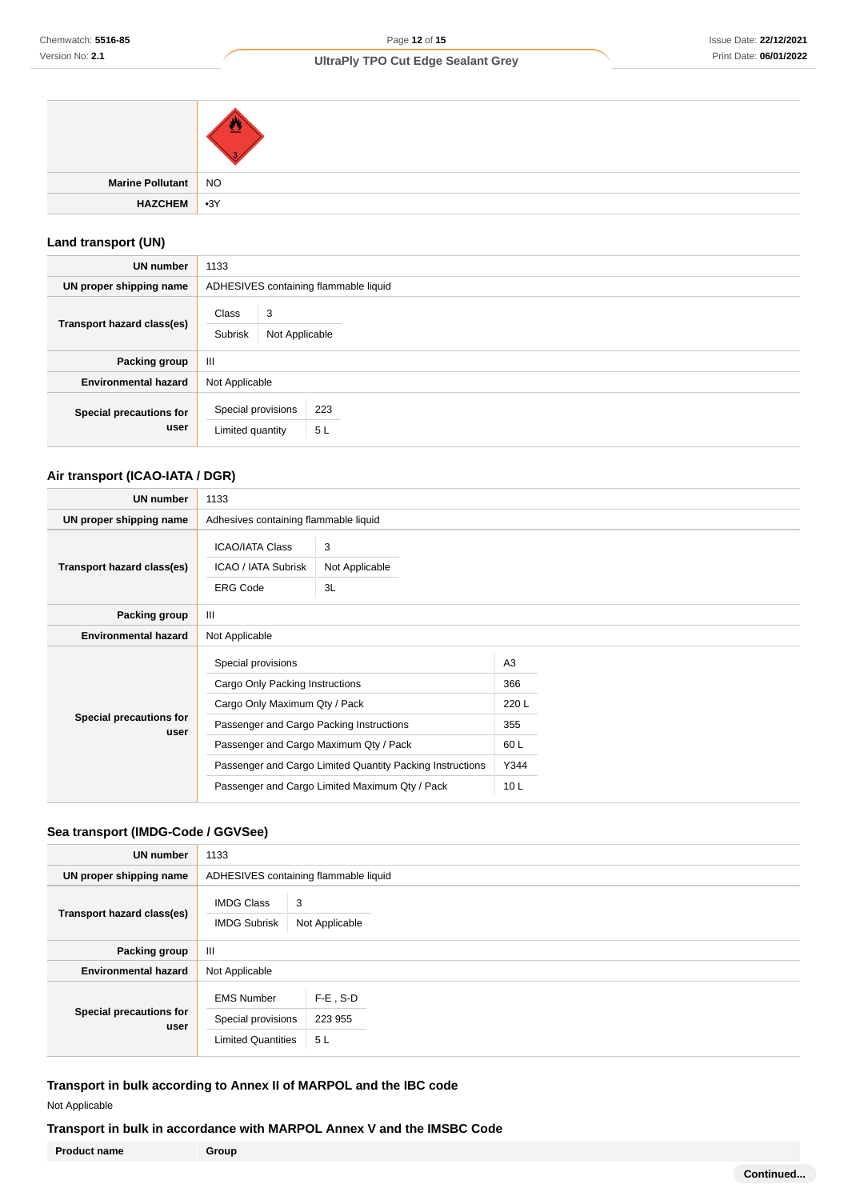| | |
|---|---|
| | |
| **Marine Pollutant** | NO |
| **HAZCHEM** | •3Y |

### Land transport (UN)

| | |
|---|---|
| **UN number** | 1133 |
| **UN proper shipping name** | ADHESIVES containing flammable liquid |
| **Transport hazard class(es)** | Class: 3<br>Subrisk: Not Applicable |
| **Packing group** | III |
| **Environmental hazard** | Not Applicable |
| **Special precautions for user** | Special provisions: 223<br>Limited quantity: 5 L |

### Air transport (ICAO-IATA / DGR)

| | |
|---|---|
| **UN number** | 1133 |
| **UN proper shipping name** | Adhesives containing flammable liquid |
| **Transport hazard class(es)** | ICAO/IATA Class: 3<br>ICAO / IATA Subrisk: Not Applicable<br>ERG Code: 3L |
| **Packing group** | III |
| **Environmental hazard** | Not Applicable |
| **Special precautions for user** | Special provisions: A3<br>Cargo Only Packing Instructions: 366<br>Cargo Only Maximum Qty / Pack: 220 L<br>Passenger and Cargo Packing Instructions: 355<br>Passenger and Cargo Maximum Qty / Pack: 60 L<br>Passenger and Cargo Limited Quantity Packing Instructions: Y344<br>Passenger and Cargo Limited Maximum Qty / Pack: 10 L |

### Sea transport (IMDG-Code / GGVSee)

| | |
|---|---|
| **UN number** | 1133 |
| **UN proper shipping name** | ADHESIVES containing flammable liquid |
| **Transport hazard class(es)** | IMDG Class: 3<br>IMDG Subrisk: Not Applicable |
| **Packing group** | III |
| **Environmental hazard** | Not Applicable |
| **Special precautions for user** | EMS Number: F-E , S-D<br>Special provisions: 223 955<br>Limited Quantities: 5 L |

### Transport in bulk according to Annex II of MARPOL and the IBC code

Not Applicable

### Transport in bulk in accordance with MARPOL Annex V and the IMSBC Code

| Product name | Group |
|---|---|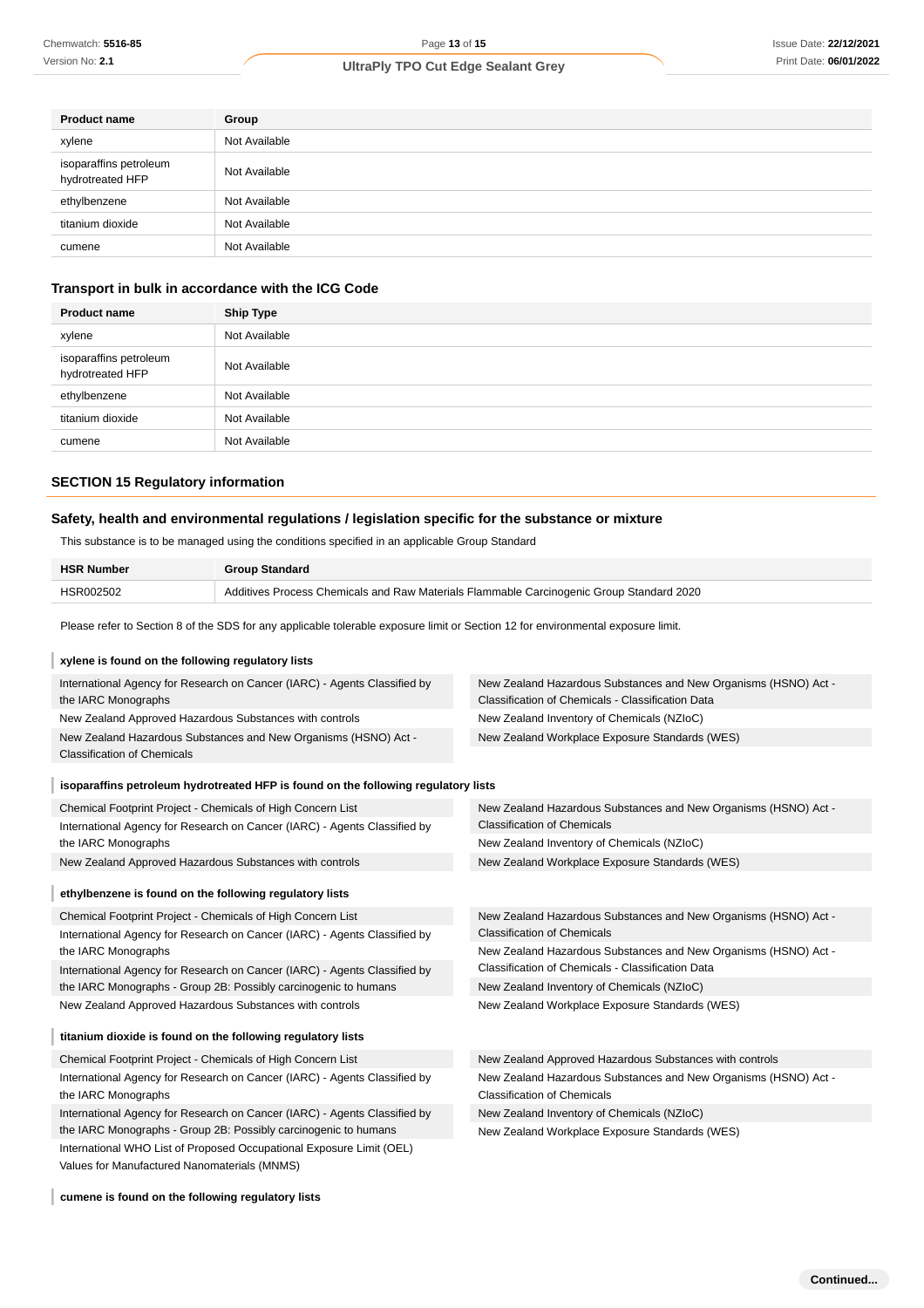| Product name | Group |
|---|---|
| xylene | Not Available |
| isoparaffins petroleum hydrotreated HFP | Not Available |
| ethylbenzene | Not Available |
| titanium dioxide | Not Available |
| cumene | Not Available |

### Transport in bulk in accordance with the ICG Code

| Product name | Ship Type |
|---|---|
| xylene | Not Available |
| isoparaffins petroleum hydrotreated HFP | Not Available |
| ethylbenzene | Not Available |
| titanium dioxide | Not Available |
| cumene | Not Available |

## SECTION 15 Regulatory information

### Safety, health and environmental regulations / legislation specific for the substance or mixture

This substance is to be managed using the conditions specified in an applicable Group Standard

| HSR Number | Group Standard |
|---|---|
| HSR002502 | Additives Process Chemicals and Raw Materials Flammable Carcinogenic Group Standard 2020 |

Please refer to Section 8 of the SDS for any applicable tolerable exposure limit or Section 12 for environmental exposure limit.

**xylene is found on the following regulatory lists**

- International Agency for Research on Cancer (IARC) - Agents Classified by the IARC Monographs
- New Zealand Approved Hazardous Substances with controls
- New Zealand Hazardous Substances and New Organisms (HSNO) Act - Classification of Chemicals
- New Zealand Hazardous Substances and New Organisms (HSNO) Act - Classification of Chemicals - Classification Data
- New Zealand Inventory of Chemicals (NZIoC)
- New Zealand Workplace Exposure Standards (WES)

**isoparaffins petroleum hydrotreated HFP is found on the following regulatory lists**

- Chemical Footprint Project - Chemicals of High Concern List
- International Agency for Research on Cancer (IARC) - Agents Classified by the IARC Monographs
- New Zealand Approved Hazardous Substances with controls
- New Zealand Hazardous Substances and New Organisms (HSNO) Act - Classification of Chemicals
- New Zealand Inventory of Chemicals (NZIoC)
- New Zealand Workplace Exposure Standards (WES)

**ethylbenzene is found on the following regulatory lists**

- Chemical Footprint Project - Chemicals of High Concern List
- International Agency for Research on Cancer (IARC) - Agents Classified by the IARC Monographs
- International Agency for Research on Cancer (IARC) - Agents Classified by the IARC Monographs - Group 2B: Possibly carcinogenic to humans
- New Zealand Approved Hazardous Substances with controls
- New Zealand Hazardous Substances and New Organisms (HSNO) Act - Classification of Chemicals
- New Zealand Hazardous Substances and New Organisms (HSNO) Act - Classification of Chemicals - Classification Data
- New Zealand Inventory of Chemicals (NZIoC)
- New Zealand Workplace Exposure Standards (WES)

**titanium dioxide is found on the following regulatory lists**

- Chemical Footprint Project - Chemicals of High Concern List
- International Agency for Research on Cancer (IARC) - Agents Classified by the IARC Monographs
- International Agency for Research on Cancer (IARC) - Agents Classified by the IARC Monographs - Group 2B: Possibly carcinogenic to humans
- International WHO List of Proposed Occupational Exposure Limit (OEL) Values for Manufactured Nanomaterials (MNMS)
- New Zealand Approved Hazardous Substances with controls
- New Zealand Hazardous Substances and New Organisms (HSNO) Act - Classification of Chemicals
- New Zealand Inventory of Chemicals (NZIoC)
- New Zealand Workplace Exposure Standards (WES)

**cumene is found on the following regulatory lists**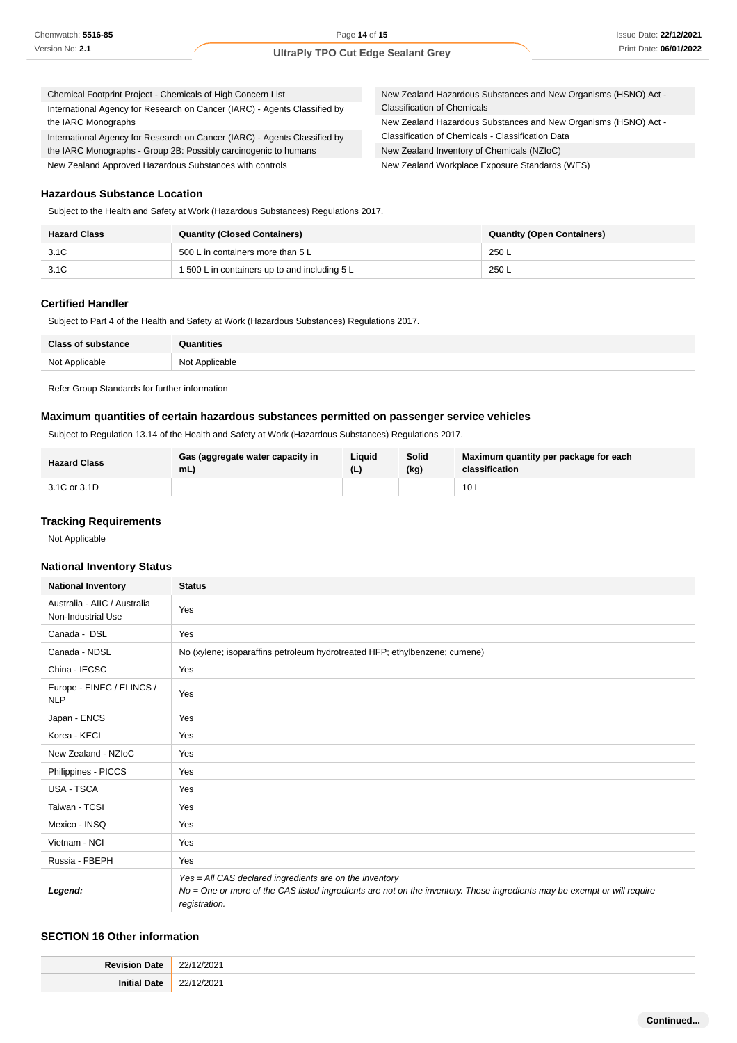| | |
|---|---|
| Chemical Footprint Project - Chemicals of High Concern List | New Zealand Hazardous Substances and New Organisms (HSNO) Act - Classification of Chemicals |
| International Agency for Research on Cancer (IARC) - Agents Classified by the IARC Monographs | New Zealand Hazardous Substances and New Organisms (HSNO) Act - Classification of Chemicals - Classification Data |
| International Agency for Research on Cancer (IARC) - Agents Classified by the IARC Monographs - Group 2B: Possibly carcinogenic to humans | New Zealand Inventory of Chemicals (NZIoC) |
| New Zealand Approved Hazardous Substances with controls | New Zealand Workplace Exposure Standards (WES) |

### Hazardous Substance Location

Subject to the Health and Safety at Work (Hazardous Substances) Regulations 2017.

| Hazard Class | Quantity (Closed Containers) | Quantity (Open Containers) |
|---|---|---|
| 3.1C | 500 L in containers more than 5 L | 250 L |
| 3.1C | 1 500 L in containers up to and including 5 L | 250 L |

### Certified Handler

Subject to Part 4 of the Health and Safety at Work (Hazardous Substances) Regulations 2017.

| Class of substance | Quantities |
|---|---|
| Not Applicable | Not Applicable |

Refer Group Standards for further information

### Maximum quantities of certain hazardous substances permitted on passenger service vehicles

Subject to Regulation 13.14 of the Health and Safety at Work (Hazardous Substances) Regulations 2017.

| Hazard Class | Gas (aggregate water capacity in mL) | Liquid (L) | Solid (kg) | Maximum quantity per package for each classification |
|---|---|---|---|---|
| 3.1C or 3.1D | | | | 10 L |

### Tracking Requirements

Not Applicable

### National Inventory Status

| National Inventory | Status |
|---|---|
| Australia - AIIC / Australia Non-Industrial Use | Yes |
| Canada - DSL | Yes |
| Canada - NDSL | No (xylene; isoparaffins petroleum hydrotreated HFP; ethylbenzene; cumene) |
| China - IECSC | Yes |
| Europe - EINEC / ELINCS / NLP | Yes |
| Japan - ENCS | Yes |
| Korea - KECI | Yes |
| New Zealand - NZIoC | Yes |
| Philippines - PICCS | Yes |
| USA - TSCA | Yes |
| Taiwan - TCSI | Yes |
| Mexico - INSQ | Yes |
| Vietnam - NCI | Yes |
| Russia - FBEPH | Yes |
| ***Legend:*** | *Yes = All CAS declared ingredients are on the inventory*<br>*No = One or more of the CAS listed ingredients are not on the inventory. These ingredients may be exempt or will require registration.* |

### SECTION 16 Other information

| | |
|---|---|
| **Revision Date** | 22/12/2021 |
| **Initial Date** | 22/12/2021 |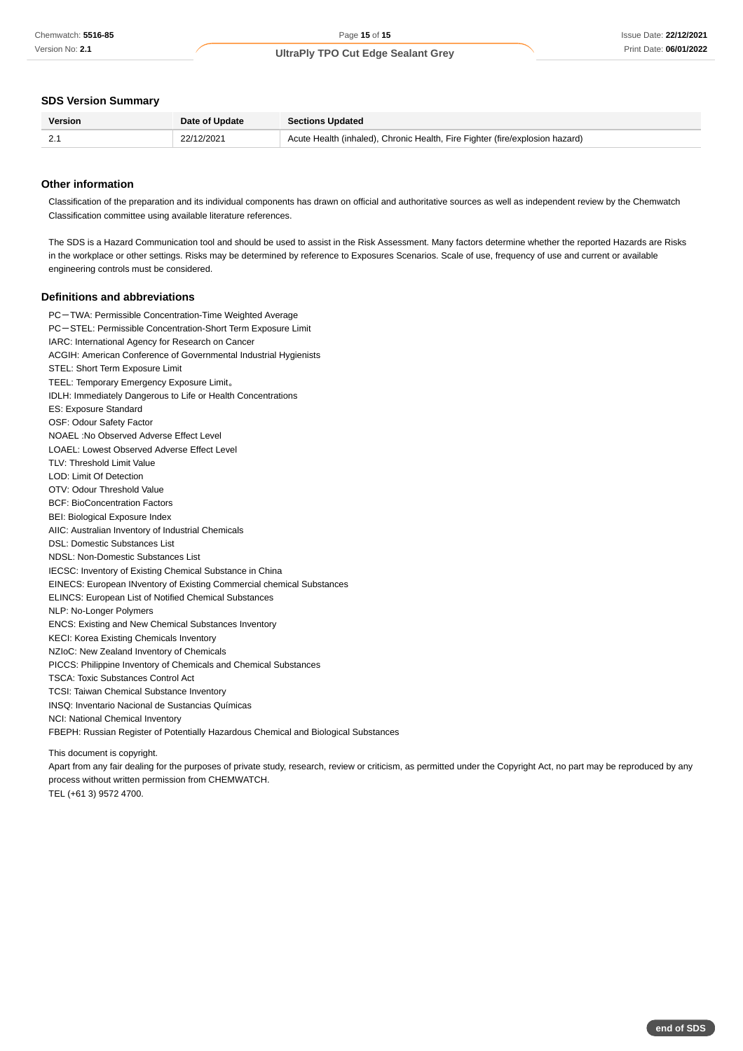## SDS Version Summary

| Version | Date of Update | Sections Updated |
|---|---|---|
| 2.1 | 22/12/2021 | Acute Health (inhaled), Chronic Health, Fire Fighter (fire/explosion hazard) |

## Other information

Classification of the preparation and its individual components has drawn on official and authoritative sources as well as independent review by the Chemwatch Classification committee using available literature references.

The SDS is a Hazard Communication tool and should be used to assist in the Risk Assessment. Many factors determine whether the reported Hazards are Risks in the workplace or other settings. Risks may be determined by reference to Exposures Scenarios. Scale of use, frequency of use and current or available engineering controls must be considered.

## Definitions and abbreviations

PC－TWA: Permissible Concentration-Time Weighted Average
PC－STEL: Permissible Concentration-Short Term Exposure Limit
IARC: International Agency for Research on Cancer
ACGIH: American Conference of Governmental Industrial Hygienists
STEL: Short Term Exposure Limit
TEEL: Temporary Emergency Exposure Limit。
IDLH: Immediately Dangerous to Life or Health Concentrations
ES: Exposure Standard
OSF: Odour Safety Factor
NOAEL :No Observed Adverse Effect Level
LOAEL: Lowest Observed Adverse Effect Level
TLV: Threshold Limit Value
LOD: Limit Of Detection
OTV: Odour Threshold Value
BCF: BioConcentration Factors
BEI: Biological Exposure Index
AIIC: Australian Inventory of Industrial Chemicals
DSL: Domestic Substances List
NDSL: Non-Domestic Substances List
IECSC: Inventory of Existing Chemical Substance in China
EINECS: European INventory of Existing Commercial chemical Substances
ELINCS: European List of Notified Chemical Substances
NLP: No-Longer Polymers
ENCS: Existing and New Chemical Substances Inventory
KECI: Korea Existing Chemicals Inventory
NZIoC: New Zealand Inventory of Chemicals
PICCS: Philippine Inventory of Chemicals and Chemical Substances
TSCA: Toxic Substances Control Act
TCSI: Taiwan Chemical Substance Inventory
INSQ: Inventario Nacional de Sustancias Químicas
NCI: National Chemical Inventory
FBEPH: Russian Register of Potentially Hazardous Chemical and Biological Substances

This document is copyright.
Apart from any fair dealing for the purposes of private study, research, review or criticism, as permitted under the Copyright Act, no part may be reproduced by any process without written permission from CHEMWATCH.
TEL (+61 3) 9572 4700.

end of SDS